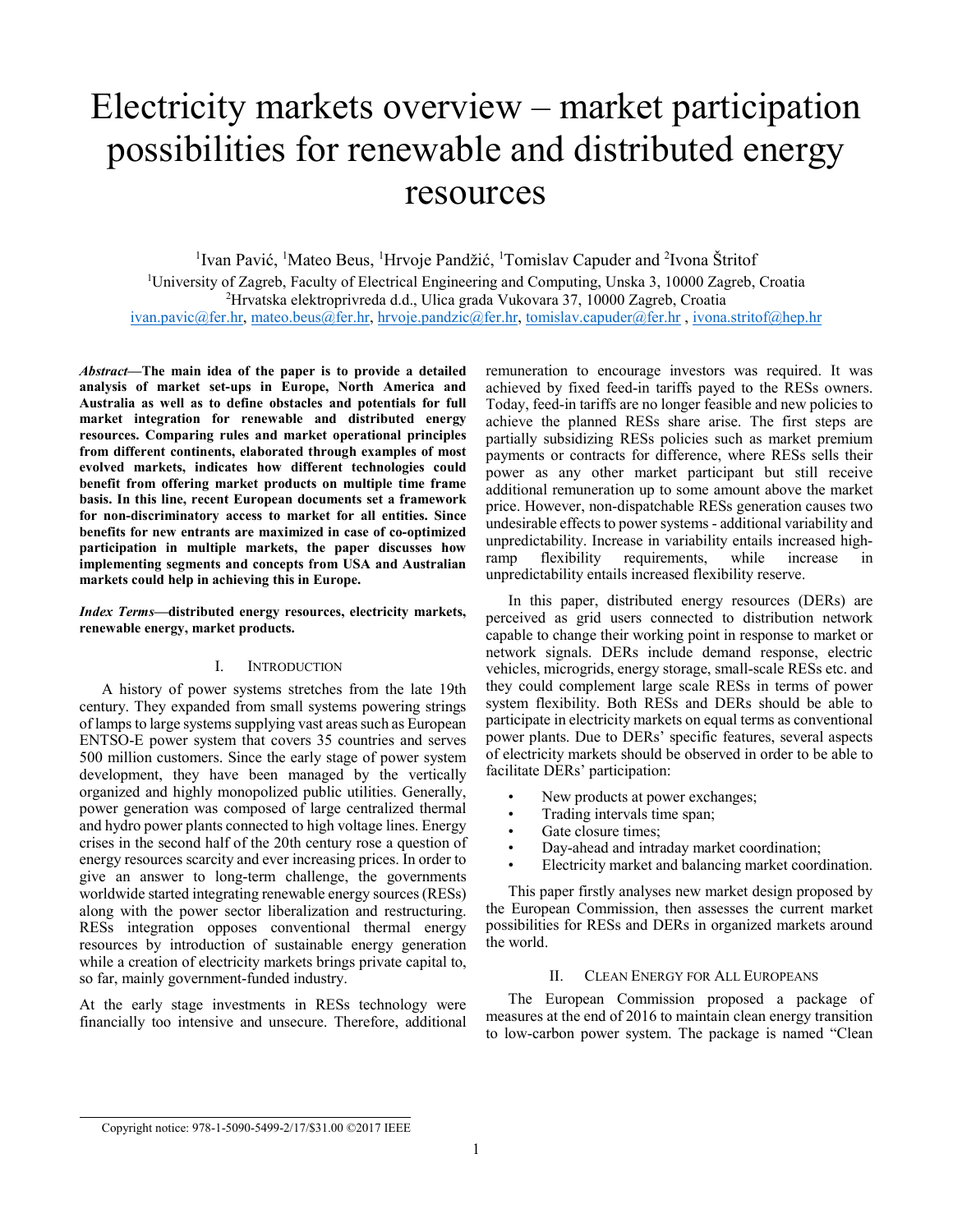# Electricity markets overview – market participation possibilities for renewable and distributed energy resources

[1]Ivan Pavić, [1]Mateo Beus, [1]Hrvoje Pandžić, [1]Tomislav Capuder and [2]Ivona Štritof

[1]University of Zagreb, Faculty of Electrical Engineering and Computing, Unska 3, 10000 Zagreb, Croatia

[2]Hrvatska elektroprivreda d.d., Ulica grada Vukovara 37, 10000 Zagreb, Croatia

ivan.pavic@fer.hr, mateo.beus@fer.hr, hrvoje.pandzic@fer.hr, tomislav.capuder@fer.hr , ivona.stritof@hep.hr

***Abstract*—The main idea of the paper is to provide a detailed analysis of market set-ups in Europe, North America and Australia as well as to define obstacles and potentials for full market integration for renewable and distributed energy resources. Comparing rules and market operational principles from different continents, elaborated through examples of most evolved markets, indicates how different technologies could benefit from offering market products on multiple time frame basis. In this line, recent European documents set a framework for non-discriminatory access to market for all entities. Since benefits for new entrants are maximized in case of co-optimized participation in multiple markets, the paper discusses how implementing segments and concepts from USA and Australian markets could help in achieving this in Europe.**

***Index Terms*—distributed energy resources, electricity markets, renewable energy, market products.**

## I. Introduction

A history of power systems stretches from the late 19th century. They expanded from small systems powering strings of lamps to large systems supplying vast areas such as European ENTSO-E power system that covers 35 countries and serves 500 million customers. Since the early stage of power system development, they have been managed by the vertically organized and highly monopolized public utilities. Generally, power generation was composed of large centralized thermal and hydro power plants connected to high voltage lines. Energy crises in the second half of the 20th century rose a question of energy resources scarcity and ever increasing prices. In order to give an answer to long-term challenge, the governments worldwide started integrating renewable energy sources (RESs) along with the power sector liberalization and restructuring. RESs integration opposes conventional thermal energy resources by introduction of sustainable energy generation while a creation of electricity markets brings private capital to, so far, mainly government-funded industry.

At the early stage investments in RESs technology were financially too intensive and unsecure. Therefore, additional remuneration to encourage investors was required. It was achieved by fixed feed-in tariffs payed to the RESs owners. Today, feed-in tariffs are no longer feasible and new policies to achieve the planned RESs share arise. The first steps are partially subsidizing RESs policies such as market premium payments or contracts for difference, where RESs sells their power as any other market participant but still receive additional remuneration up to some amount above the market price. However, non-dispatchable RESs generation causes two undesirable effects to power systems - additional variability and unpredictability. Increase in variability entails increased high-ramp flexibility requirements, while increase in unpredictability entails increased flexibility reserve.

In this paper, distributed energy resources (DERs) are perceived as grid users connected to distribution network capable to change their working point in response to market or network signals. DERs include demand response, electric vehicles, microgrids, energy storage, small-scale RESs etc. and they could complement large scale RESs in terms of power system flexibility. Both RESs and DERs should be able to participate in electricity markets on equal terms as conventional power plants. Due to DERs' specific features, several aspects of electricity markets should be observed in order to be able to facilitate DERs' participation:

- New products at power exchanges;
- Trading intervals time span;
- Gate closure times;
- Day-ahead and intraday market coordination;
- Electricity market and balancing market coordination.

This paper firstly analyses new market design proposed by the European Commission, then assesses the current market possibilities for RESs and DERs in organized markets around the world.

## II. Clean Energy for All Europeans

The European Commission proposed a package of measures at the end of 2016 to maintain clean energy transition to low-carbon power system. The package is named "Clean

Copyright notice: 978-1-5090-5499-2/17/$31.00 ©2017 IEEE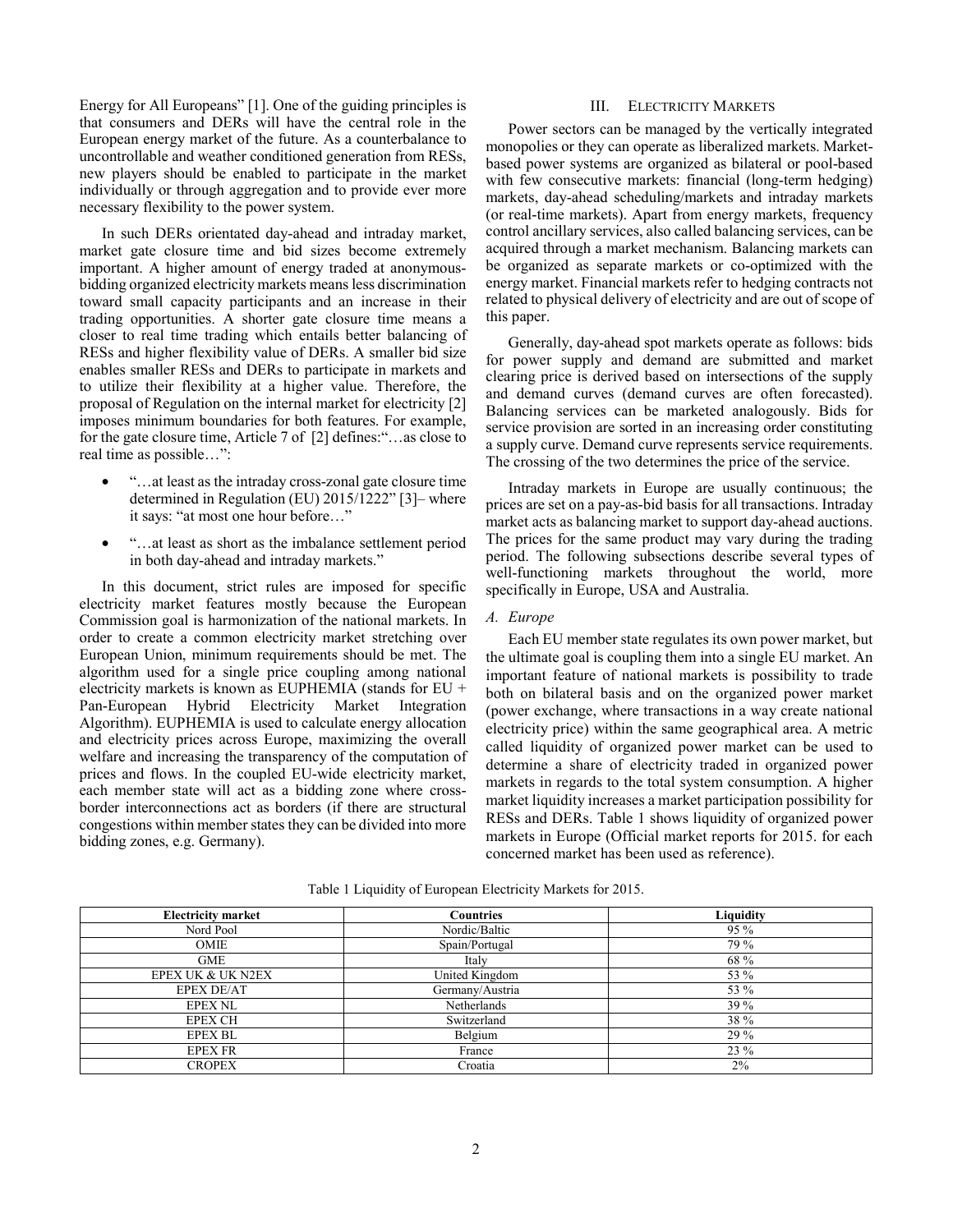Energy for All Europeans" [1]. One of the guiding principles is that consumers and DERs will have the central role in the European energy market of the future. As a counterbalance to uncontrollable and weather conditioned generation from RESs, new players should be enabled to participate in the market individually or through aggregation and to provide ever more necessary flexibility to the power system.

In such DERs orientated day-ahead and intraday market, market gate closure time and bid sizes become extremely important. A higher amount of energy traded at anonymous-bidding organized electricity markets means less discrimination toward small capacity participants and an increase in their trading opportunities. A shorter gate closure time means a closer to real time trading which entails better balancing of RESs and higher flexibility value of DERs. A smaller bid size enables smaller RESs and DERs to participate in markets and to utilize their flexibility at a higher value. Therefore, the proposal of Regulation on the internal market for electricity [2] imposes minimum boundaries for both features. For example, for the gate closure time, Article 7 of [2] defines:"…as close to real time as possible…":

- "…at least as the intraday cross-zonal gate closure time determined in Regulation (EU) 2015/1222" [3]– where it says: "at most one hour before…"
- "…at least as short as the imbalance settlement period in both day-ahead and intraday markets."

In this document, strict rules are imposed for specific electricity market features mostly because the European Commission goal is harmonization of the national markets. In order to create a common electricity market stretching over European Union, minimum requirements should be met. The algorithm used for a single price coupling among national electricity markets is known as EUPHEMIA (stands for EU + Pan-European Hybrid Electricity Market Integration Algorithm). EUPHEMIA is used to calculate energy allocation and electricity prices across Europe, maximizing the overall welfare and increasing the transparency of the computation of prices and flows. In the coupled EU-wide electricity market, each member state will act as a bidding zone where cross-border interconnections act as borders (if there are structural congestions within member states they can be divided into more bidding zones, e.g. Germany).

## III. Electricity Markets

Power sectors can be managed by the vertically integrated monopolies or they can operate as liberalized markets. Market-based power systems are organized as bilateral or pool-based with few consecutive markets: financial (long-term hedging) markets, day-ahead scheduling/markets and intraday markets (or real-time markets). Apart from energy markets, frequency control ancillary services, also called balancing services, can be acquired through a market mechanism. Balancing markets can be organized as separate markets or co-optimized with the energy market. Financial markets refer to hedging contracts not related to physical delivery of electricity and are out of scope of this paper.

Generally, day-ahead spot markets operate as follows: bids for power supply and demand are submitted and market clearing price is derived based on intersections of the supply and demand curves (demand curves are often forecasted). Balancing services can be marketed analogously. Bids for service provision are sorted in an increasing order constituting a supply curve. Demand curve represents service requirements. The crossing of the two determines the price of the service.

Intraday markets in Europe are usually continuous; the prices are set on a pay-as-bid basis for all transactions. Intraday market acts as balancing market to support day-ahead auctions. The prices for the same product may vary during the trading period. The following subsections describe several types of well-functioning markets throughout the world, more specifically in Europe, USA and Australia.

### *A. Europe*

Each EU member state regulates its own power market, but the ultimate goal is coupling them into a single EU market. An important feature of national markets is possibility to trade both on bilateral basis and on the organized power market (power exchange, where transactions in a way create national electricity price) within the same geographical area. A metric called liquidity of organized power market can be used to determine a share of electricity traded in organized power markets in regards to the total system consumption. A higher market liquidity increases a market participation possibility for RESs and DERs. Table 1 shows liquidity of organized power markets in Europe (Official market reports for 2015. for each concerned market has been used as reference).

Table 1 Liquidity of European Electricity Markets for 2015.

| Electricity market | Countries | Liquidity |
|---|---|---|
| Nord Pool | Nordic/Baltic | 95 % |
| OMIE | Spain/Portugal | 79 % |
| GME | Italy | 68 % |
| EPEX UK & UK N2EX | United Kingdom | 53 % |
| EPEX DE/AT | Germany/Austria | 53 % |
| EPEX NL | Netherlands | 39 % |
| EPEX CH | Switzerland | 38 % |
| EPEX BL | Belgium | 29 % |
| EPEX FR | France | 23 % |
| CROPEX | Croatia | 2% |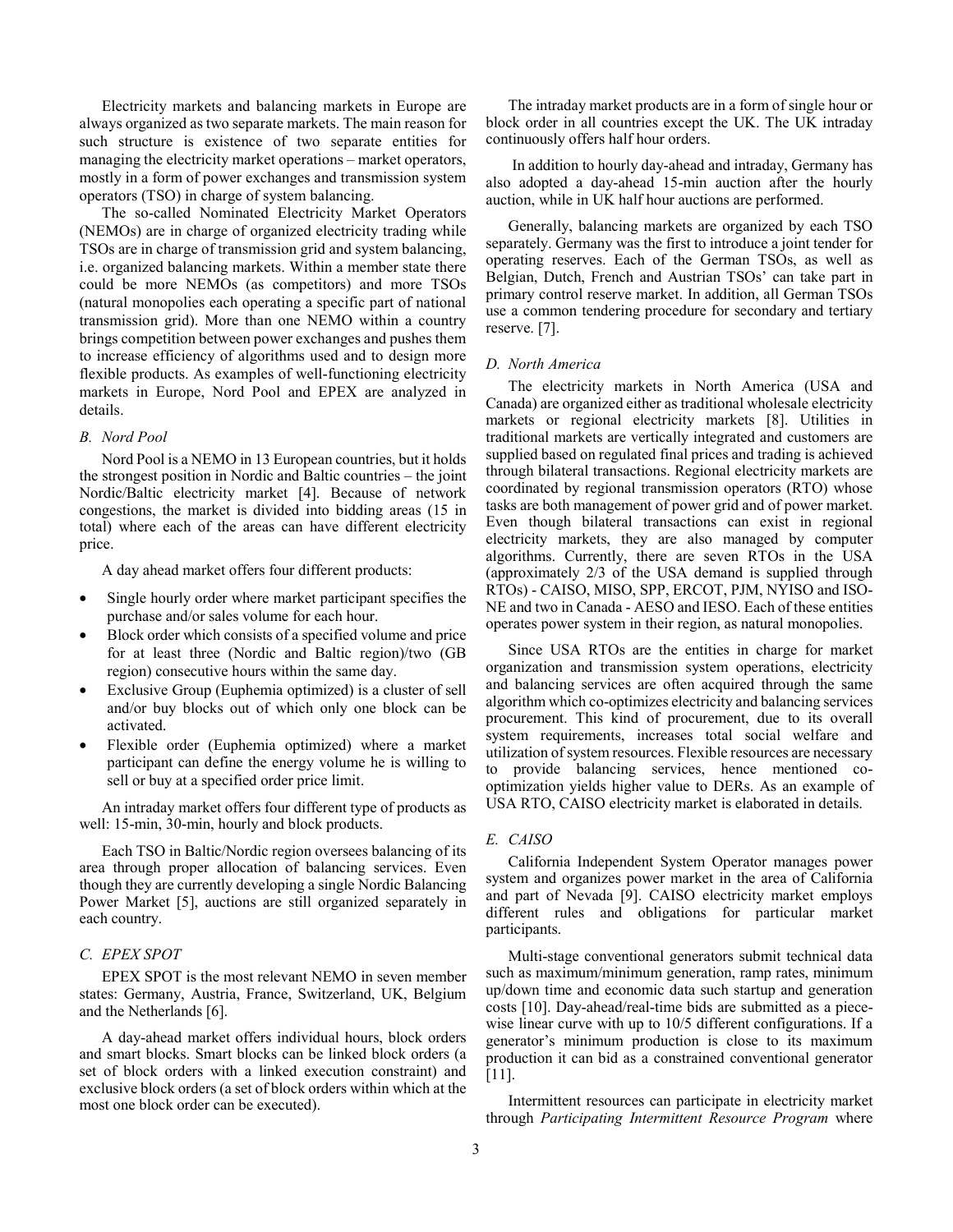Electricity markets and balancing markets in Europe are always organized as two separate markets. The main reason for such structure is existence of two separate entities for managing the electricity market operations – market operators, mostly in a form of power exchanges and transmission system operators (TSO) in charge of system balancing.

The so-called Nominated Electricity Market Operators (NEMOs) are in charge of organized electricity trading while TSOs are in charge of transmission grid and system balancing, i.e. organized balancing markets. Within a member state there could be more NEMOs (as competitors) and more TSOs (natural monopolies each operating a specific part of national transmission grid). More than one NEMO within a country brings competition between power exchanges and pushes them to increase efficiency of algorithms used and to design more flexible products. As examples of well-functioning electricity markets in Europe, Nord Pool and EPEX are analyzed in details.

### *B. Nord Pool*

Nord Pool is a NEMO in 13 European countries, but it holds the strongest position in Nordic and Baltic countries – the joint Nordic/Baltic electricity market [4]. Because of network congestions, the market is divided into bidding areas (15 in total) where each of the areas can have different electricity price.

A day ahead market offers four different products:

- Single hourly order where market participant specifies the purchase and/or sales volume for each hour.
- Block order which consists of a specified volume and price for at least three (Nordic and Baltic region)/two (GB region) consecutive hours within the same day.
- Exclusive Group (Euphemia optimized) is a cluster of sell and/or buy blocks out of which only one block can be activated.
- Flexible order (Euphemia optimized) where a market participant can define the energy volume he is willing to sell or buy at a specified order price limit.

An intraday market offers four different type of products as well: 15-min, 30-min, hourly and block products.

Each TSO in Baltic/Nordic region oversees balancing of its area through proper allocation of balancing services. Even though they are currently developing a single Nordic Balancing Power Market [5], auctions are still organized separately in each country.

### *C. EPEX SPOT*

EPEX SPOT is the most relevant NEMO in seven member states: Germany, Austria, France, Switzerland, UK, Belgium and the Netherlands [6].

A day-ahead market offers individual hours, block orders and smart blocks. Smart blocks can be linked block orders (a set of block orders with a linked execution constraint) and exclusive block orders (a set of block orders within which at the most one block order can be executed).

The intraday market products are in a form of single hour or block order in all countries except the UK. The UK intraday continuously offers half hour orders.

In addition to hourly day-ahead and intraday, Germany has also adopted a day-ahead 15-min auction after the hourly auction, while in UK half hour auctions are performed.

Generally, balancing markets are organized by each TSO separately. Germany was the first to introduce a joint tender for operating reserves. Each of the German TSOs, as well as Belgian, Dutch, French and Austrian TSOs' can take part in primary control reserve market. In addition, all German TSOs use a common tendering procedure for secondary and tertiary reserve. [7].

### *D. North America*

The electricity markets in North America (USA and Canada) are organized either as traditional wholesale electricity markets or regional electricity markets [8]. Utilities in traditional markets are vertically integrated and customers are supplied based on regulated final prices and trading is achieved through bilateral transactions. Regional electricity markets are coordinated by regional transmission operators (RTO) whose tasks are both management of power grid and of power market. Even though bilateral transactions can exist in regional electricity markets, they are also managed by computer algorithms. Currently, there are seven RTOs in the USA (approximately 2/3 of the USA demand is supplied through RTOs) - CAISO, MISO, SPP, ERCOT, PJM, NYISO and ISO-NE and two in Canada - AESO and IESO. Each of these entities operates power system in their region, as natural monopolies.

Since USA RTOs are the entities in charge for market organization and transmission system operations, electricity and balancing services are often acquired through the same algorithm which co-optimizes electricity and balancing services procurement. This kind of procurement, due to its overall system requirements, increases total social welfare and utilization of system resources. Flexible resources are necessary to provide balancing services, hence mentioned co-optimization yields higher value to DERs. As an example of USA RTO, CAISO electricity market is elaborated in details.

### *E. CAISO*

California Independent System Operator manages power system and organizes power market in the area of California and part of Nevada [9]. CAISO electricity market employs different rules and obligations for particular market participants.

Multi-stage conventional generators submit technical data such as maximum/minimum generation, ramp rates, minimum up/down time and economic data such startup and generation costs [10]. Day-ahead/real-time bids are submitted as a piece-wise linear curve with up to 10/5 different configurations. If a generator's minimum production is close to its maximum production it can bid as a constrained conventional generator [11].

Intermittent resources can participate in electricity market through *Participating Intermittent Resource Program* where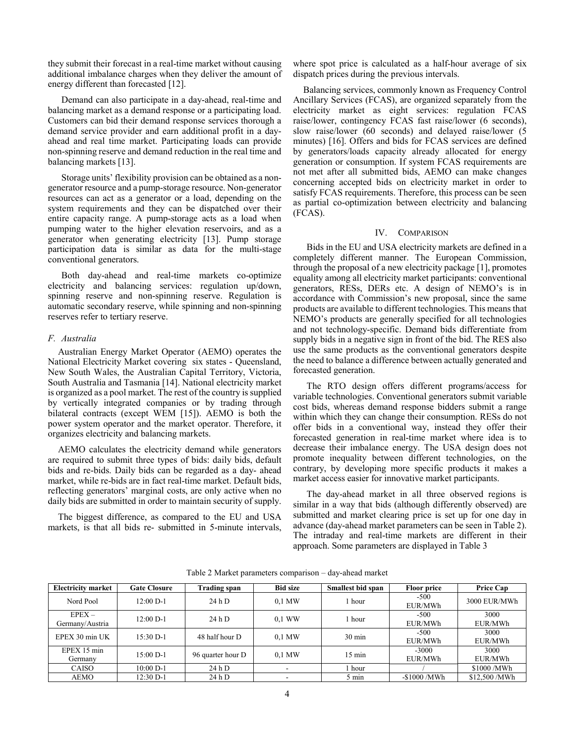they submit their forecast in a real-time market without causing additional imbalance charges when they deliver the amount of energy different than forecasted [12].

Demand can also participate in a day-ahead, real-time and balancing market as a demand response or a participating load. Customers can bid their demand response services thorough a demand service provider and earn additional profit in a day-ahead and real time market. Participating loads can provide non-spinning reserve and demand reduction in the real time and balancing markets [13].

Storage units' flexibility provision can be obtained as a non-generator resource and a pump-storage resource. Non-generator resources can act as a generator or a load, depending on the system requirements and they can be dispatched over their entire capacity range. A pump-storage acts as a load when pumping water to the higher elevation reservoirs, and as a generator when generating electricity [13]. Pump storage participation data is similar as data for the multi-stage conventional generators.

Both day-ahead and real-time markets co-optimize electricity and balancing services: regulation up/down, spinning reserve and non-spinning reserve. Regulation is automatic secondary reserve, while spinning and non-spinning reserves refer to tertiary reserve.

### *F. Australia*

Australian Energy Market Operator (AEMO) operates the National Electricity Market covering six states - Queensland, New South Wales, the Australian Capital Territory, Victoria, South Australia and Tasmania [14]. National electricity market is organized as a pool market. The rest of the country is supplied by vertically integrated companies or by trading through bilateral contracts (except WEM [15]). AEMO is both the power system operator and the market operator. Therefore, it organizes electricity and balancing markets.

AEMO calculates the electricity demand while generators are required to submit three types of bids: daily bids, default bids and re-bids. Daily bids can be regarded as a day- ahead market, while re-bids are in fact real-time market. Default bids, reflecting generators' marginal costs, are only active when no daily bids are submitted in order to maintain security of supply.

The biggest difference, as compared to the EU and USA markets, is that all bids re- submitted in 5-minute intervals, where spot price is calculated as a half-hour average of six dispatch prices during the previous intervals.

Balancing services, commonly known as Frequency Control Ancillary Services (FCAS), are organized separately from the electricity market as eight services: regulation FCAS raise/lower, contingency FCAS fast raise/lower (6 seconds), slow raise/lower (60 seconds) and delayed raise/lower (5 minutes) [16]. Offers and bids for FCAS services are defined by generators/loads capacity already allocated for energy generation or consumption. If system FCAS requirements are not met after all submitted bids, AEMO can make changes concerning accepted bids on electricity market in order to satisfy FCAS requirements. Therefore, this process can be seen as partial co-optimization between electricity and balancing (FCAS).

## IV. COMPARISON

Bids in the EU and USA electricity markets are defined in a completely different manner. The European Commission, through the proposal of a new electricity package [1], promotes equality among all electricity market participants: conventional generators, RESs, DERs etc. A design of NEMO's is in accordance with Commission's new proposal, since the same products are available to different technologies. This means that NEMO's products are generally specified for all technologies and not technology-specific. Demand bids differentiate from supply bids in a negative sign in front of the bid. The RES also use the same products as the conventional generators despite the need to balance a difference between actually generated and forecasted generation.

The RTO design offers different programs/access for variable technologies. Conventional generators submit variable cost bids, whereas demand response bidders submit a range within which they can change their consumption. RESs do not offer bids in a conventional way, instead they offer their forecasted generation in real-time market where idea is to decrease their imbalance energy. The USA design does not promote inequality between different technologies, on the contrary, by developing more specific products it makes a market access easier for innovative market participants.

The day-ahead market in all three observed regions is similar in a way that bids (although differently observed) are submitted and market clearing price is set up for one day in advance (day-ahead market parameters can be seen in Table 2). The intraday and real-time markets are different in their approach. Some parameters are displayed in Table 3

Table 2 Market parameters comparison – day-ahead market

| Electricity market | Gate Closure | Trading span | Bid size | Smallest bid span | Floor price | Price Cap |
|---|---|---|---|---|---|---|
| Nord Pool | 12:00 D-1 | 24 h D | 0,1 MW | 1 hour | -500 EUR/MWh | 3000 EUR/MWh |
| EPEX – Germany/Austria | 12:00 D-1 | 24 h D | 0,1 WW | 1 hour | -500 EUR/MWh | 3000 EUR/MWh |
| EPEX 30 min UK | 15:30 D-1 | 48 half hour D | 0,1 MW | 30 min | -500 EUR/MWh | 3000 EUR/MWh |
| EPEX 15 min Germany | 15:00 D-1 | 96 quarter hour D | 0,1 MW | 15 min | -3000 EUR/MWh | 3000 EUR/MWh |
| CAISO | 10:00 D-1 | 24 h D | - | 1 hour | / | $1000 /MWh |
| AEMO | 12:30 D-1 | 24 h D | - | 5 min | -$1000 /MWh | $12,500 /MWh |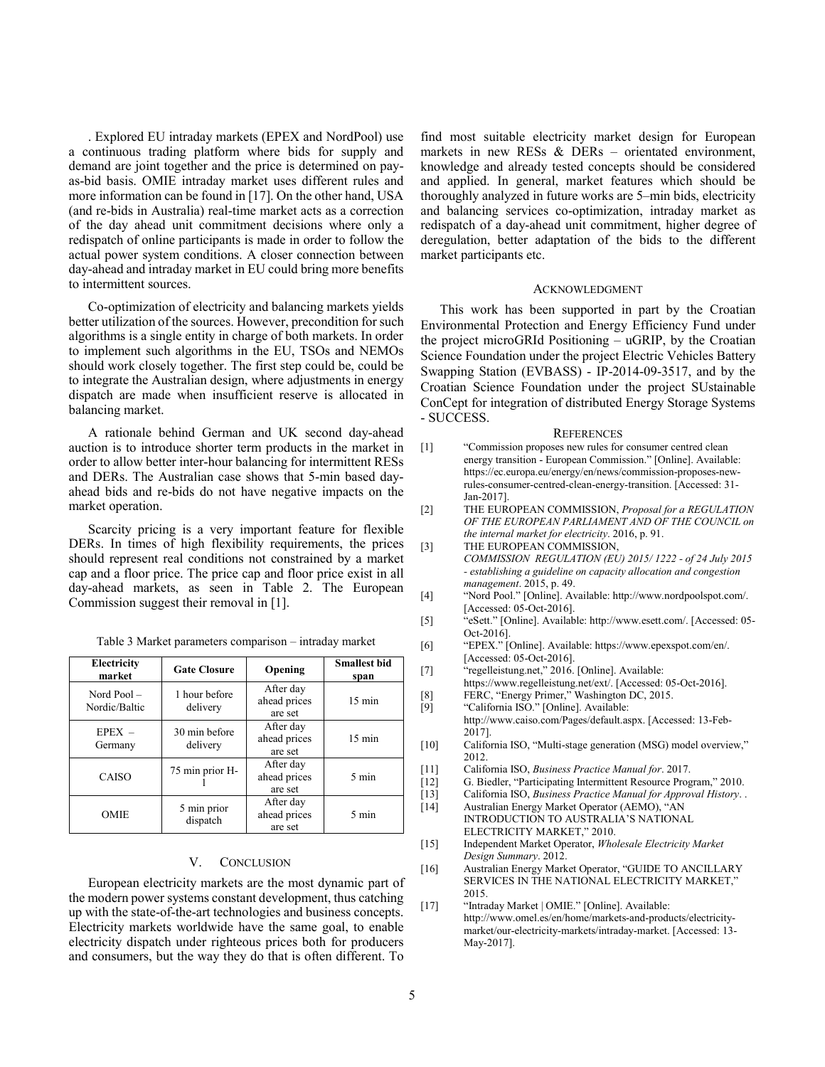. Explored EU intraday markets (EPEX and NordPool) use a continuous trading platform where bids for supply and demand are joint together and the price is determined on pay-as-bid basis. OMIE intraday market uses different rules and more information can be found in [17]. On the other hand, USA (and re-bids in Australia) real-time market acts as a correction of the day ahead unit commitment decisions where only a redispatch of online participants is made in order to follow the actual power system conditions. A closer connection between day-ahead and intraday market in EU could bring more benefits to intermittent sources.

Co-optimization of electricity and balancing markets yields better utilization of the sources. However, precondition for such algorithms is a single entity in charge of both markets. In order to implement such algorithms in the EU, TSOs and NEMOs should work closely together. The first step could be, could be to integrate the Australian design, where adjustments in energy dispatch are made when insufficient reserve is allocated in balancing market.

A rationale behind German and UK second day-ahead auction is to introduce shorter term products in the market in order to allow better inter-hour balancing for intermittent RESs and DERs. The Australian case shows that 5-min based day-ahead bids and re-bids do not have negative impacts on the market operation.

Scarcity pricing is a very important feature for flexible DERs. In times of high flexibility requirements, the prices should represent real conditions not constrained by a market cap and a floor price. The price cap and floor price exist in all day-ahead markets, as seen in Table 2. The European Commission suggest their removal in [1].

Table 3 Market parameters comparison – intraday market

| Electricity market | Gate Closure | Opening | Smallest bid span |
|---|---|---|---|
| Nord Pool – Nordic/Baltic | 1 hour before delivery | After day ahead prices are set | 15 min |
| EPEX – Germany | 30 min before delivery | After day ahead prices are set | 15 min |
| CAISO | 75 min prior H-1 | After day ahead prices are set | 5 min |
| OMIE | 5 min prior dispatch | After day ahead prices are set | 5 min |

## V. Conclusion

European electricity markets are the most dynamic part of the modern power systems constant development, thus catching up with the state-of-the-art technologies and business concepts. Electricity markets worldwide have the same goal, to enable electricity dispatch under righteous prices both for producers and consumers, but the way they do that is often different. To find most suitable electricity market design for European markets in new RESs & DERs – orientated environment, knowledge and already tested concepts should be considered and applied. In general, market features which should be thoroughly analyzed in future works are 5–min bids, electricity and balancing services co-optimization, intraday market as redispatch of a day-ahead unit commitment, higher degree of deregulation, better adaptation of the bids to the different market participants etc.

## Acknowledgment

This work has been supported in part by the Croatian Environmental Protection and Energy Efficiency Fund under the project microGRId Positioning – uGRIP, by the Croatian Science Foundation under the project Electric Vehicles Battery Swapping Station (EVBASS) - IP-2014-09-3517, and by the Croatian Science Foundation under the project SUstainable ConCept for integration of distributed Energy Storage Systems - SUCCESS.

## References

[1] "Commission proposes new rules for consumer centred clean energy transition - European Commission." [Online]. Available: https://ec.europa.eu/energy/en/news/commission-proposes-new-rules-consumer-centred-clean-energy-transition. [Accessed: 31-Jan-2017].

[2] THE EUROPEAN COMMISSION, *Proposal for a REGULATION OF THE EUROPEAN PARLIAMENT AND OF THE COUNCIL on the internal market for electricity*. 2016, p. 91.

[3] THE EUROPEAN COMMISSION, *COMMISSION REGULATION (EU) 2015/ 1222 - of 24 July 2015 - establishing a guideline on capacity allocation and congestion management*. 2015, p. 49.

[4] "Nord Pool." [Online]. Available: http://www.nordpoolspot.com/. [Accessed: 05-Oct-2016].

[5] "eSett." [Online]. Available: http://www.esett.com/. [Accessed: 05-Oct-2016].

[6] "EPEX." [Online]. Available: https://www.epexspot.com/en/. [Accessed: 05-Oct-2016].

[7] "regelleistung.net," 2016. [Online]. Available: https://www.regelleistung.net/ext/. [Accessed: 05-Oct-2016].

[8] FERC, "Energy Primer," Washington DC, 2015.

[9] "California ISO." [Online]. Available: http://www.caiso.com/Pages/default.aspx. [Accessed: 13-Feb-2017].

[10] California ISO, "Multi-stage generation (MSG) model overview," 2012.

[11] California ISO, *Business Practice Manual for*. 2017.

[12] G. Biedler, "Participating Intermittent Resource Program," 2010.

[13] California ISO, *Business Practice Manual for Approval History*. .

[14] Australian Energy Market Operator (AEMO), "AN INTRODUCTION TO AUSTRALIA'S NATIONAL ELECTRICITY MARKET," 2010.

[15] Independent Market Operator, *Wholesale Electricity Market Design Summary*. 2012.

[16] Australian Energy Market Operator, "GUIDE TO ANCILLARY SERVICES IN THE NATIONAL ELECTRICITY MARKET," 2015.

[17] "Intraday Market | OMIE." [Online]. Available: http://www.omel.es/en/home/markets-and-products/electricity-market/our-electricity-markets/intraday-market. [Accessed: 13-May-2017].